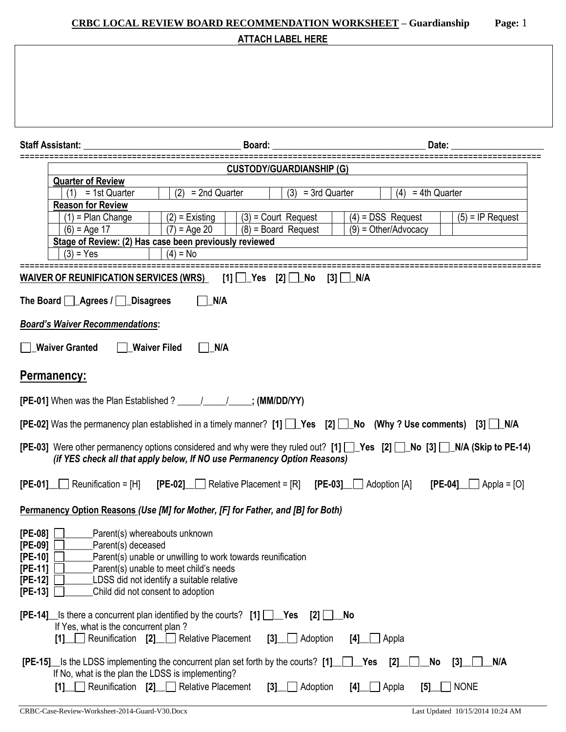**CRBC LOCAL REVIEW BOARD RECOMMENDATION WORKSHEET – Guardianship**

**ATTACH LABEL HERE**

**Staff Assistant:** ________________________________ **Board:** ________________________________ **Date:** ___________________

| CUSTODY/GUARDIANSHIP (G) | | | | |
|---|---|---|---|---|
| **Quarter of Review** | | | | |
| (1) = 1st Quarter | (2) = 2nd Quarter | (3) = 3rd Quarter | (4) = 4th Quarter | |
| **Reason for Review** | | | | |
| (1) = Plan Change | (2) = Existing | (3) = Court Request | (4) = DSS Request | (5) = IP Request |
| (6) = Age 17 | (7) = Age 20 | (8) = Board Request | (9) = Other/Advocacy | |
| **Stage of Review: (2) Has case been previously reviewed** | | | | |
| (3) = Yes | (4) = No | | | |

**WAIVER OF REUNIFICATION SERVICES (WRS)** [1] ☐_Yes [2] ☐_No [3] ☐_N/A

**The Board** ☐_**Agrees** / ☐_**Disagrees** ☐_**N/A**

***Board's Waiver Recommendations*:**

☐_**Waiver Granted** ☐_**Waiver Filed** ☐_**N/A**

## Permanency:

**[PE-01]** When was the Plan Established ? _____/_____/_____; **(MM/DD/YY)**

**[PE-02]** Was the permanency plan established in a timely manner? **[1]** ☐_**Yes** **[2]** ☐_**No (Why ? Use comments)** **[3]** ☐_**N/A**

**[PE-03]** Were other permanency options considered and why were they ruled out? **[1]** ☐_**Yes [2]** ☐_**No [3]** ☐_**N/A (Skip to PE-14)**
***(if YES check all that apply below, If NO use Permanency Option Reasons)***

**[PE-01]**__☐ Reunification = [H] **[PE-02]**__☐ Relative Placement = [R] **[PE-03]**__☐ Adoption [A] **[PE-04]**__☐ Appla = [O]

**Permanency Option Reasons** ***(Use [M] for Mother, [F] for Father, and [B] for Both)***

**[PE-08]** ☐______Parent(s) whereabouts unknown
**[PE-09]** ☐______Parent(s) deceased
**[PE-10]** ☐______Parent(s) unable or unwilling to work towards reunification
**[PE-11]** ☐______Parent(s) unable to meet child's needs
**[PE-12]** ☐______LDSS did not identify a suitable relative
**[PE-13]** ☐______Child did not consent to adoption

**[PE-14]**__Is there a concurrent plan identified by the courts? **[1]** ☐__**Yes [2]** ☐__**No**
If Yes, what is the concurrent plan ?
**[1]**__☐ Reunification **[2]**__☐ Relative Placement **[3]**__☐ Adoption **[4]**__☐ Appla

**[PE-15]**__Is the LDSS implementing the concurrent plan set forth by the courts? **[1]**__☐__**Yes [2]**__☐__**No [3]**__☐__**N/A**
If No, what is the plan the LDSS is implementing?
**[1]**__☐ Reunification **[2]**__☐ Relative Placement **[3]**__☐ Adoption **[4]**__☐ Appla **[5]**__☐ NONE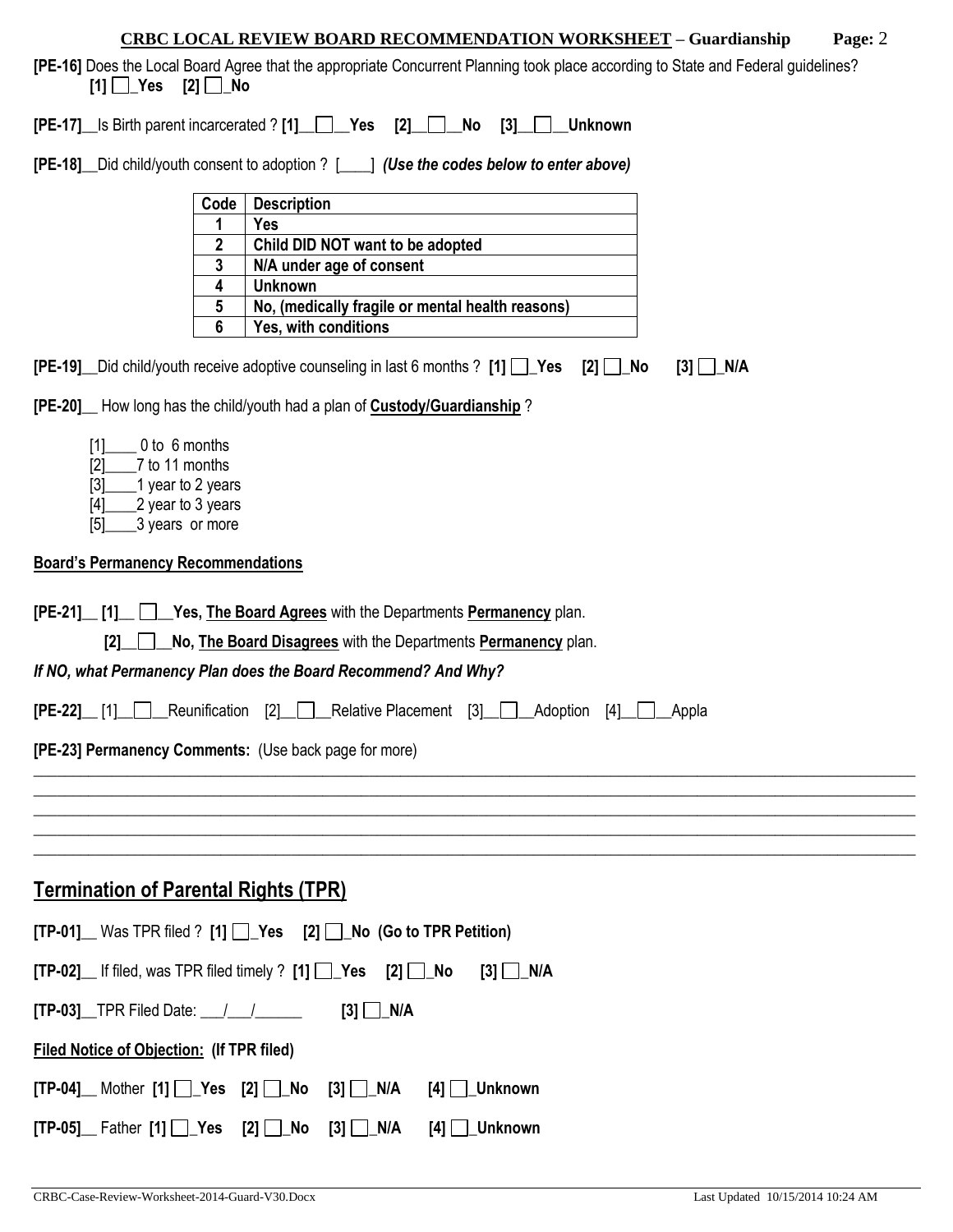**CRBC LOCAL REVIEW BOARD RECOMMENDATION WORKSHEET – Guardianship**

**[PE-16]** Does the Local Board Agree that the appropriate Concurrent Planning took place according to State and Federal guidelines?
**[1] ☐_Yes [2] ☐_No**

**[PE-17]**__Is Birth parent incarcerated ? **[1]__☐__Yes [2]__☐__No [3]__☐__Unknown**

**[PE-18]**__Did child/youth consent to adoption ? [____] ***(Use the codes below to enter above)***

| Code | Description |
|---|---|
| 1 | Yes |
| 2 | Child DID NOT want to be adopted |
| 3 | N/A under age of consent |
| 4 | Unknown |
| 5 | No, (medically fragile or mental health reasons) |
| 6 | Yes, with conditions |

**[PE-19]**__Did child/youth receive adoptive counseling in last 6 months ? **[1] ☐_Yes [2] ☐_No [3] ☐_N/A**

**[PE-20]**__ How long has the child/youth had a plan of **Custody/Guardianship** ?

[1]____ 0 to 6 months
[2]____7 to 11 months
[3]____1 year to 2 years
[4]____2 year to 3 years
[5]____3 years or more

**Board's Permanency Recommendations**

**[PE-21]__ [1]__ ☐__Yes, The Board Agrees** with the Departments **Permanency** plan.
**[2]__☐__No, The Board Disagrees** with the Departments **Permanency** plan.

***If NO, what Permanency Plan does the Board Recommend? And Why?***

**[PE-22]**__ [1]__☐__Reunification [2]__☐__Relative Placement [3]__☐__Adoption [4]__☐__Appla

**[PE-23] Permanency Comments:** (Use back page for more)

______________________________________________________________________________________________
______________________________________________________________________________________________
______________________________________________________________________________________________
______________________________________________________________________________________________
______________________________________________________________________________________________

## Termination of Parental Rights (TPR)

**[TP-01]**__ Was TPR filed ? **[1] ☐_Yes [2] ☐_No (Go to TPR Petition)**

**[TP-02]**__ If filed, was TPR filed timely ? **[1] ☐_Yes [2] ☐_No [3] ☐_N/A**

**[TP-03]**__TPR Filed Date: ___/___/______ **[3] ☐_N/A**

**Filed Notice of Objection: (If TPR filed)**

**[TP-04]**__ Mother **[1] ☐_Yes [2] ☐_No [3] ☐_N/A [4] ☐_Unknown**

**[TP-05]**__ Father **[1] ☐_Yes [2] ☐_No [3] ☐_N/A [4] ☐_Unknown**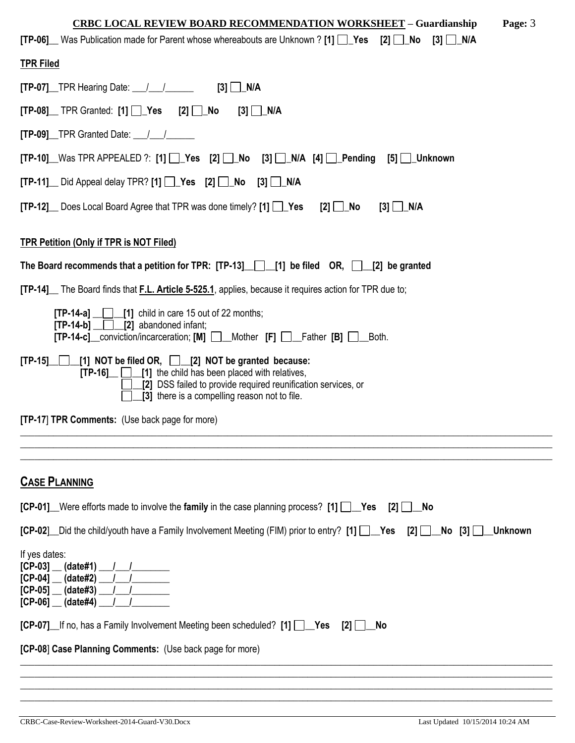**CRBC LOCAL REVIEW BOARD RECOMMENDATION WORKSHEET – Guardianship**

**[TP-06]**__ Was Publication made for Parent whose whereabouts are Unknown ? **[1]** ☐_**Yes** **[2]** ☐_**No** **[3]** ☐_**N/A**

## TPR Filed

**[TP-07]**__TPR Hearing Date: ___/___/______ **[3]** ☐_**N/A**

**[TP-08]**__ TPR Granted: **[1]** ☐_**Yes** **[2]** ☐_**No** **[3]** ☐_**N/A**

**[TP-09]**__TPR Granted Date: ___/___/______

**[TP-10]**__Was TPR APPEALED ?: **[1]** ☐_**Yes** **[2]** ☐_**No** **[3]** ☐_**N/A** **[4]** ☐_**Pending** **[5]** ☐_**Unknown**

**[TP-11]**__ Did Appeal delay TPR? **[1]** ☐_**Yes** **[2]** ☐_**No** **[3]** ☐_**N/A**

**[TP-12]**__ Does Local Board Agree that TPR was done timely? **[1]** ☐_**Yes** **[2]** ☐_**No** **[3]** ☐_**N/A**

## TPR Petition (Only if TPR is NOT Filed)

**The Board recommends that a petition for TPR: [TP-13]__ ☐__[1] be filed OR, ☐__[2] be granted**

**[TP-14]**__ The Board finds that **F.L. Article 5-525.1**, applies, because it requires action for TPR due to;

- **[TP-14-a]** __☐__**[1]** child in care 15 out of 22 months;
- **[TP-14-b]** __☐__**[2]** abandoned infant;
- **[TP-14-c]**__conviction/incarceration; **[M]** ☐__Mother **[F]** ☐__Father **[B]** ☐__Both.

**[TP-15]**__☐__**[1] NOT be filed OR,** ☐__**[2] NOT be granted because:**

- **[TP-16]**__ ☐__**[1]** the child has been placed with relatives,
- ☐__**[2]** DSS failed to provide required reunification services, or
- ☐__**[3]** there is a compelling reason not to file.

**[TP-17]** **TPR Comments:** (Use back page for more)

______________________________________________________________________________________________

______________________________________________________________________________________________

______________________________________________________________________________________________

## CASE PLANNING

**[CP-01]**__Were efforts made to involve the **family** in the case planning process? **[1]** ☐__**Yes** **[2]** ☐__**No**

**[CP-02]**__Did the child/youth have a Family Involvement Meeting (FIM) prior to entry? **[1]** ☐__**Yes** **[2]** ☐__**No** **[3]** ☐__**Unknown**

If yes dates:

**[CP-03]** __ **(date#1)** ___/___/________
**[CP-04]** __ **(date#2)** ___/___/________
**[CP-05]** __ **(date#3)** ___/___/________
**[CP-06]** __ **(date#4)** ___/___/________

**[CP-07]**__If no, has a Family Involvement Meeting been scheduled? **[1]** ☐__**Yes** **[2]** ☐__**No**

**[CP-08]** **Case Planning Comments:** (Use back page for more)

______________________________________________________________________________________________

______________________________________________________________________________________________

______________________________________________________________________________________________

______________________________________________________________________________________________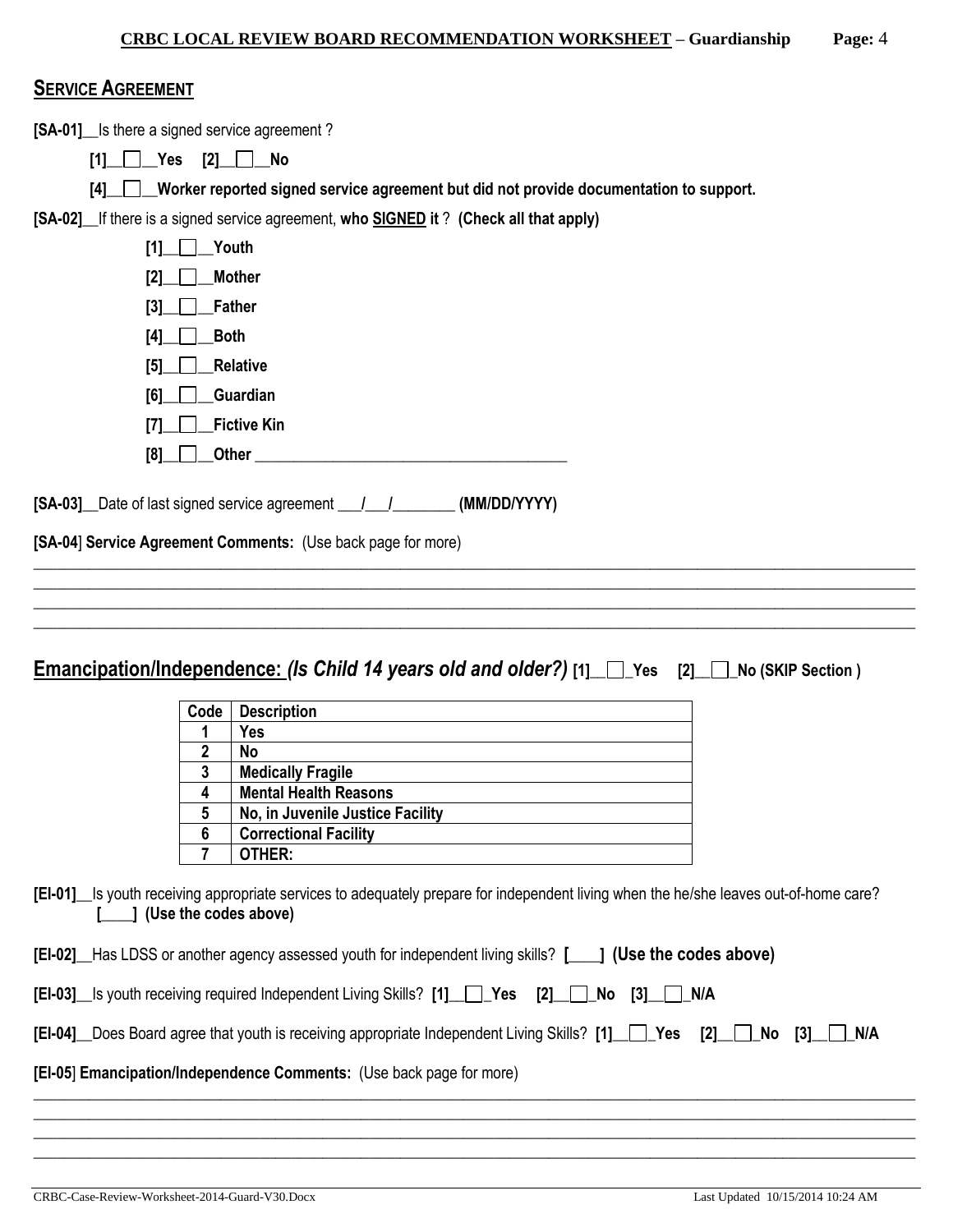## SERVICE AGREEMENT

**[SA-01]**__Is there a signed service agreement ?

**[1]__☐__Yes [2]__☐__No**

**[4]__☐__Worker reported signed service agreement but did not provide documentation to support.**

**[SA-02]**__If there is a signed service agreement, **who SIGNED it** ? **(Check all that apply)**

- **[1]__☐__Youth**
- **[2]__☐__Mother**
- **[3]__☐__Father**
- **[4]__☐__Both**
- **[5]__☐__Relative**
- **[6]__☐__Guardian**
- **[7]__☐__Fictive Kin**
- **[8]__☐__Other** ________________________________________

**[SA-03]**__Date of last signed service agreement ___/___/________ **(MM/DD/YYYY)**

**[SA-04] Service Agreement Comments:** (Use back page for more)

________________________________________________________________________________________________________
________________________________________________________________________________________________________
________________________________________________________________________________________________________
________________________________________________________________________________________________________

## Emancipation/Independence: *(Is Child 14 years old and older?)* [1]__☐_Yes [2]__☐_No (SKIP Section )

| Code | Description |
|---|---|
| 1 | Yes |
| 2 | No |
| 3 | Medically Fragile |
| 4 | Mental Health Reasons |
| 5 | No, in Juvenile Justice Facility |
| 6 | Correctional Facility |
| 7 | OTHER: |

**[EI-01]**__Is youth receiving appropriate services to adequately prepare for independent living when the he/she leaves out-of-home care? **[____] (Use the codes above)**

**[EI-02]**__Has LDSS or another agency assessed youth for independent living skills? **[____] (Use the codes above)**

**[EI-03]**__Is youth receiving required Independent Living Skills? **[1]__☐_Yes [2]__☐_No [3]__☐_N/A**

**[EI-04]**__Does Board agree that youth is receiving appropriate Independent Living Skills? **[1]__☐_Yes [2]__☐_No [3]__☐_N/A**

**[EI-05] Emancipation/Independence Comments:** (Use back page for more)

________________________________________________________________________________________________________
________________________________________________________________________________________________________
________________________________________________________________________________________________________
________________________________________________________________________________________________________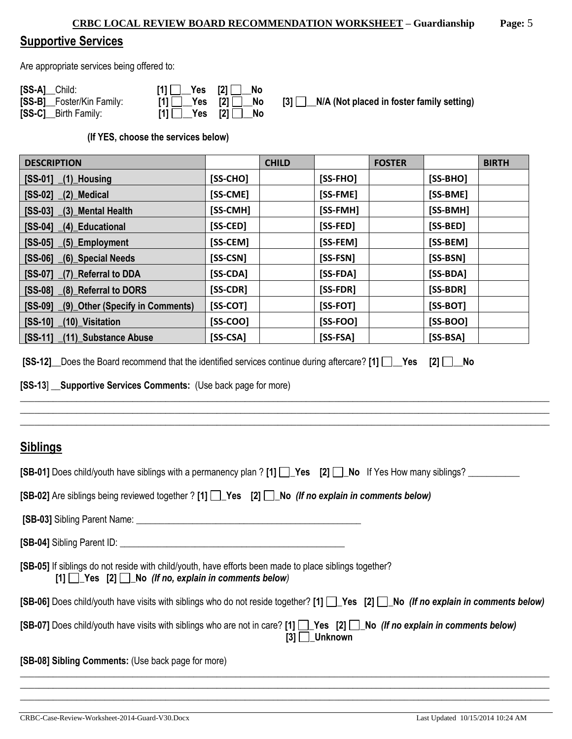## Supportive Services

Are appropriate services being offered to:

**[SS-A]**__Child: **[1]** ☐__**Yes** **[2]** ☐__**No**
**[SS-B]**__Foster/Kin Family: **[1]** ☐__**Yes** **[2]** ☐__**No** **[3]** ☐__**N/A (Not placed in foster family setting)**
**[SS-C]**__Birth Family: **[1]** ☐__**Yes** **[2]** ☐__**No**

**(If YES, choose the services below)**

| DESCRIPTION | | CHILD | | FOSTER | | BIRTH |
|---|---|---|---|---|---|---|
| [SS-01] _(1)_Housing | [SS-CHO] | | [SS-FHO] | | [SS-BHO] | |
| [SS-02] _(2)_Medical | [SS-CME] | | [SS-FME] | | [SS-BME] | |
| [SS-03] _(3)_Mental Health | [SS-CMH] | | [SS-FMH] | | [SS-BMH] | |
| [SS-04] _(4)_Educational | [SS-CED] | | [SS-FED] | | [SS-BED] | |
| [SS-05] _(5)_Employment | [SS-CEM] | | [SS-FEM] | | [SS-BEM] | |
| [SS-06] _(6)_Special Needs | [SS-CSN] | | [SS-FSN] | | [SS-BSN] | |
| [SS-07] _(7)_Referral to DDA | [SS-CDA] | | [SS-FDA] | | [SS-BDA] | |
| [SS-08] _(8)_Referral to DORS | [SS-CDR] | | [SS-FDR] | | [SS-BDR] | |
| [SS-09] _(9)_Other (Specify in Comments) | [SS-COT] | | [SS-FOT] | | [SS-BOT] | |
| [SS-10] _(10)_Visitation | [SS-COO] | | [SS-FOO] | | [SS-BOO] | |
| [SS-11] _(11)_Substance Abuse | [SS-CSA] | | [SS-FSA] | | [SS-BSA] | |

**[SS-12]**__Does the Board recommend that the identified services continue during aftercare? **[1]** ☐__**Yes** **[2]** ☐__**No**

**[SS-13]** __**Supportive Services Comments:** (Use back page for more)

______________________________________________________________________________________

______________________________________________________________________________________

______________________________________________________________________________________

## Siblings

**[SB-01]** Does child/youth have siblings with a permanency plan ? **[1]** ☐_**Yes** **[2]** ☐_**No** If Yes How many siblings? ___________

**[SB-02]** Are siblings being reviewed together ? **[1]** ☐_**Yes** **[2]** ☐_**No** ***(If no explain in comments below)***

**[SB-03]** Sibling Parent Name: __________________________________________________

**[SB-04]** Sibling Parent ID: __________________________________________________

**[SB-05]** If siblings do not reside with child/youth, have efforts been made to place siblings together?
**[1]** ☐_**Yes** **[2]** ☐_**No** ***(If no, explain in comments below)***

**[SB-06]** Does child/youth have visits with siblings who do not reside together? **[1]** ☐_**Yes** **[2]** ☐_**No** ***(If no explain in comments below)***

**[SB-07]** Does child/youth have visits with siblings who are not in care? **[1]** ☐_**Yes** **[2]** ☐_**No** ***(If no explain in comments below)***
**[3]** ☐_**Unknown**

**[SB-08] Sibling Comments:** (Use back page for more)

______________________________________________________________________________________

______________________________________________________________________________________

______________________________________________________________________________________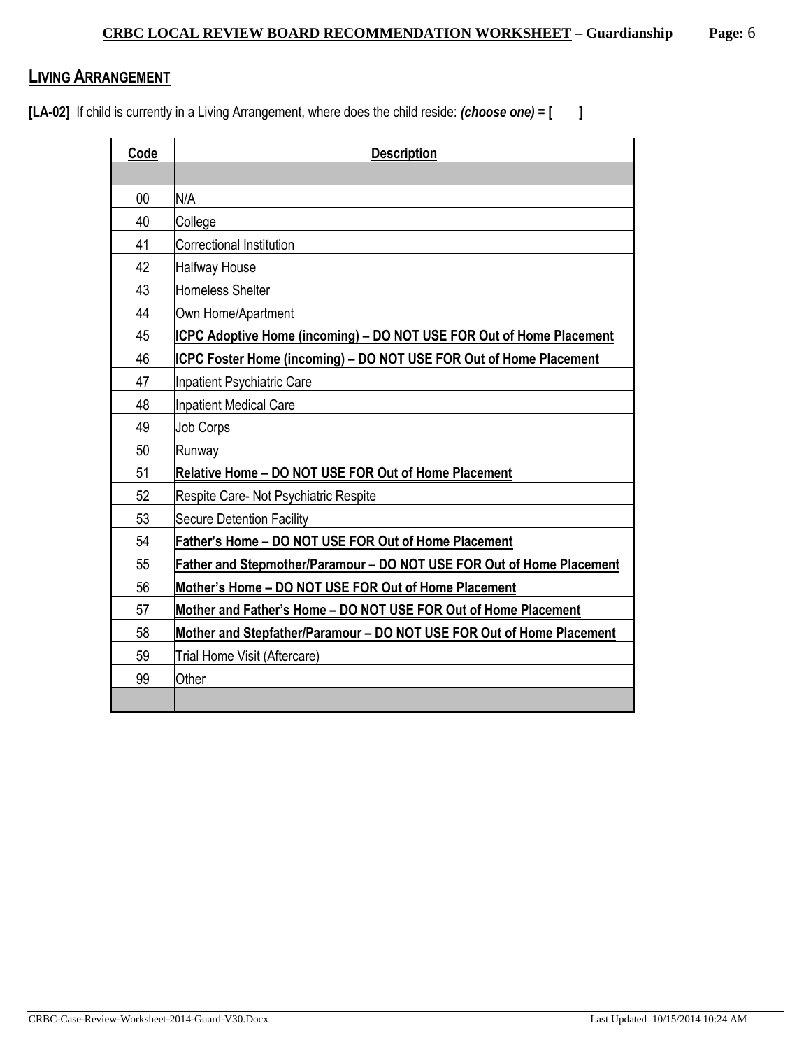## LIVING ARRANGEMENT

**[LA-02]** If child is currently in a Living Arrangement, where does the child reside: ***(choose one)* = [ ]**

| Code | Description |
|---|---|
| | |
| 00 | N/A |
| 40 | College |
| 41 | Correctional Institution |
| 42 | Halfway House |
| 43 | Homeless Shelter |
| 44 | Own Home/Apartment |
| 45 | **ICPC Adoptive Home (incoming) – DO NOT USE FOR Out of Home Placement** |
| 46 | **ICPC Foster Home (incoming) – DO NOT USE FOR Out of Home Placement** |
| 47 | Inpatient Psychiatric Care |
| 48 | Inpatient Medical Care |
| 49 | Job Corps |
| 50 | Runway |
| 51 | **Relative Home – DO NOT USE FOR Out of Home Placement** |
| 52 | Respite Care- Not Psychiatric Respite |
| 53 | Secure Detention Facility |
| 54 | **Father's Home – DO NOT USE FOR Out of Home Placement** |
| 55 | **Father and Stepmother/Paramour – DO NOT USE FOR Out of Home Placement** |
| 56 | **Mother's Home – DO NOT USE FOR Out of Home Placement** |
| 57 | **Mother and Father's Home – DO NOT USE FOR Out of Home Placement** |
| 58 | **Mother and Stepfather/Paramour – DO NOT USE FOR Out of Home Placement** |
| 59 | Trial Home Visit (Aftercare) |
| 99 | Other |
| | |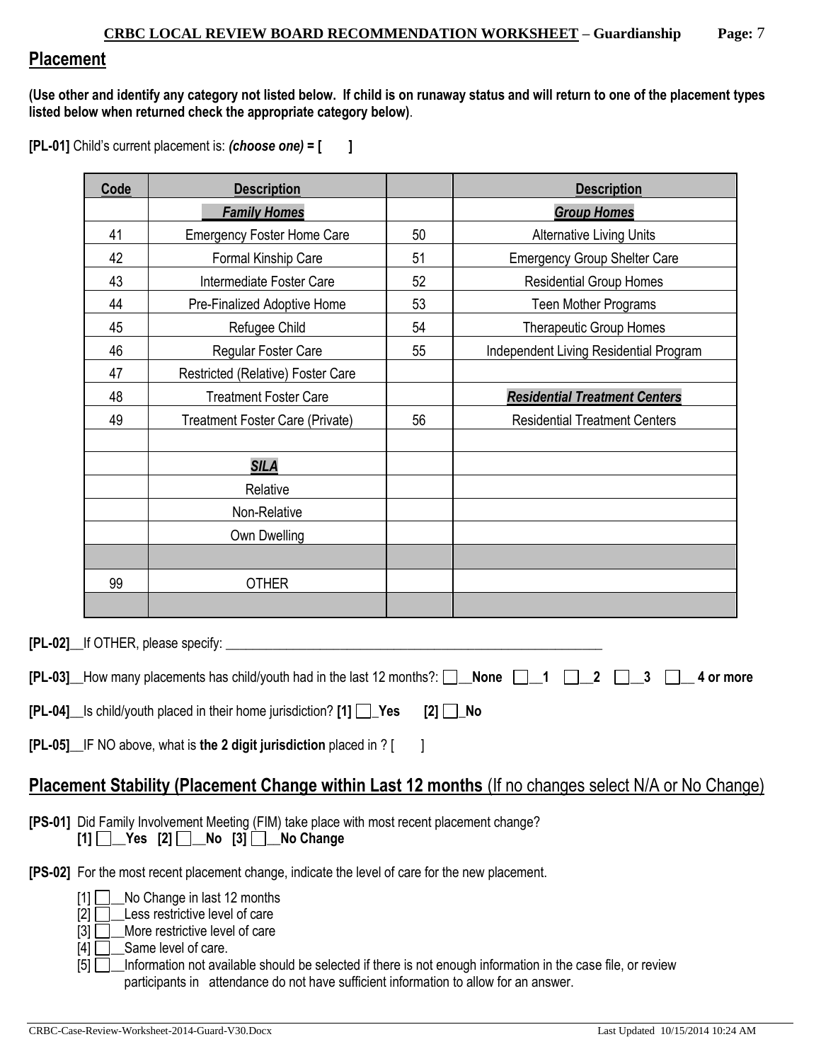## Placement

**(Use other and identify any category not listed below. If child is on runaway status and will return to one of the placement types listed below when returned check the appropriate category below)**.

**[PL-01]** Child's current placement is: ***(choose one)*** **= [ ]**

| Code | Description | | Description |
|---|---|---|---|
| | ***Family Homes*** | | ***Group Homes*** |
| 41 | Emergency Foster Home Care | 50 | Alternative Living Units |
| 42 | Formal Kinship Care | 51 | Emergency Group Shelter Care |
| 43 | Intermediate Foster Care | 52 | Residential Group Homes |
| 44 | Pre-Finalized Adoptive Home | 53 | Teen Mother Programs |
| 45 | Refugee Child | 54 | Therapeutic Group Homes |
| 46 | Regular Foster Care | 55 | Independent Living Residential Program |
| 47 | Restricted (Relative) Foster Care | | |
| 48 | Treatment Foster Care | | ***Residential Treatment Centers*** |
| 49 | Treatment Foster Care (Private) | 56 | Residential Treatment Centers |
| | | | |
| | ***SILA*** | | |
| | Relative | | |
| | Non-Relative | | |
| | Own Dwelling | | |
| | | | |
| 99 | OTHER | | |
| | | | |

**[PL-02]**__If OTHER, please specify: ____________________________________________________________

**[PL-03]**__How many placements has child/youth had in the last 12 months?: ☐ **__None** ☐ **__1** ☐ **__2** ☐ **__3** ☐ **__ 4 or more**

**[PL-04]**__Is child/youth placed in their home jurisdiction? **[1]** ☐ **_Yes** **[2]** ☐ **_No**

**[PL-05]**__IF NO above, what is **the 2 digit jurisdiction** placed in ? [ ]

## Placement Stability (Placement Change within Last 12 months (If no changes select N/A or No Change)

**[PS-01]** Did Family Involvement Meeting (FIM) take place with most recent placement change?
**[1]** ☐ **__Yes** **[2]** ☐ **__No** **[3]** ☐ **__No Change**

**[PS-02]** For the most recent placement change, indicate the level of care for the new placement.

[1] ☐ __No Change in last 12 months
[2] ☐ __Less restrictive level of care
[3] ☐ __More restrictive level of care
[4] ☐ __Same level of care.
[5] ☐ __Information not available should be selected if there is not enough information in the case file, or review participants in attendance do not have sufficient information to allow for an answer.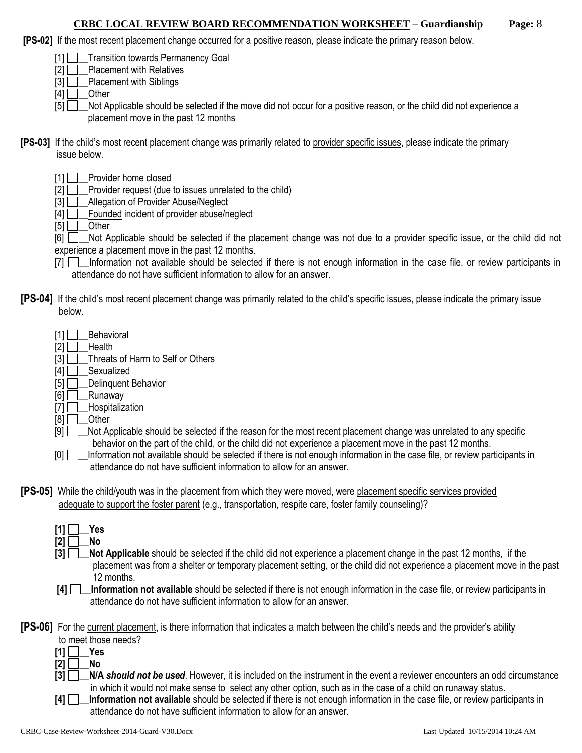**[PS-02]** If the most recent placement change occurred for a positive reason, please indicate the primary reason below.

- [1] ☐__Transition towards Permanency Goal
- [2] ☐__Placement with Relatives
- [3] ☐__Placement with Siblings
- [4] ☐__Other
- [5] ☐__Not Applicable should be selected if the move did not occur for a positive reason, or the child did not experience a placement move in the past 12 months

**[PS-03]** If the child's most recent placement change was primarily related to <u>provider specific issues</u>, please indicate the primary issue below.

- [1] ☐__Provider home closed
- [2] ☐__Provider request (due to issues unrelated to the child)
- [3] ☐__<u>Allegation</u> of Provider Abuse/Neglect
- [4] ☐__<u>Founded</u> incident of provider abuse/neglect
- [5] ☐__Other
- [6] ☐__Not Applicable should be selected if the placement change was not due to a provider specific issue, or the child did not experience a placement move in the past 12 months.
- [7] ☐__Information not available should be selected if there is not enough information in the case file, or review participants in attendance do not have sufficient information to allow for an answer.

**[PS-04]** If the child's most recent placement change was primarily related to the <u>child's specific issues</u>, please indicate the primary issue below.

- [1] ☐__Behavioral
- [2] ☐__Health
- [3] ☐__Threats of Harm to Self or Others
- [4] ☐__Sexualized
- [5] ☐__Delinquent Behavior
- [6] ☐__Runaway
- [7] ☐__Hospitalization
- [8] ☐__Other
- [9] ☐__Not Applicable should be selected if the reason for the most recent placement change was unrelated to any specific behavior on the part of the child, or the child did not experience a placement move in the past 12 months.
- [0] ☐__Information not available should be selected if there is not enough information in the case file, or review participants in attendance do not have sufficient information to allow for an answer.

**[PS-05]** While the child/youth was in the placement from which they were moved, were <u>placement specific services provided adequate to support the foster parent</u> (e.g., transportation, respite care, foster family counseling)?

- **[1]** ☐__**Yes**
- **[2]** ☐__**No**
- **[3]** ☐__**Not Applicable** should be selected if the child did not experience a placement change in the past 12 months, if the placement was from a shelter or temporary placement setting, or the child did not experience a placement move in the past 12 months.
- **[4]** ☐__**Information not available** should be selected if there is not enough information in the case file, or review participants in attendance do not have sufficient information to allow for an answer.

**[PS-06]** For the <u>current placement</u>, is there information that indicates a match between the child's needs and the provider's ability to meet those needs?

- **[1]** ☐__**Yes**
- **[2]** ☐__**No**
- **[3]** ☐__**N/A *should not be used***. However, it is included on the instrument in the event a reviewer encounters an odd circumstance in which it would not make sense to select any other option, such as in the case of a child on runaway status.
- **[4]** ☐__**Information not available** should be selected if there is not enough information in the case file, or review participants in attendance do not have sufficient information to allow for an answer.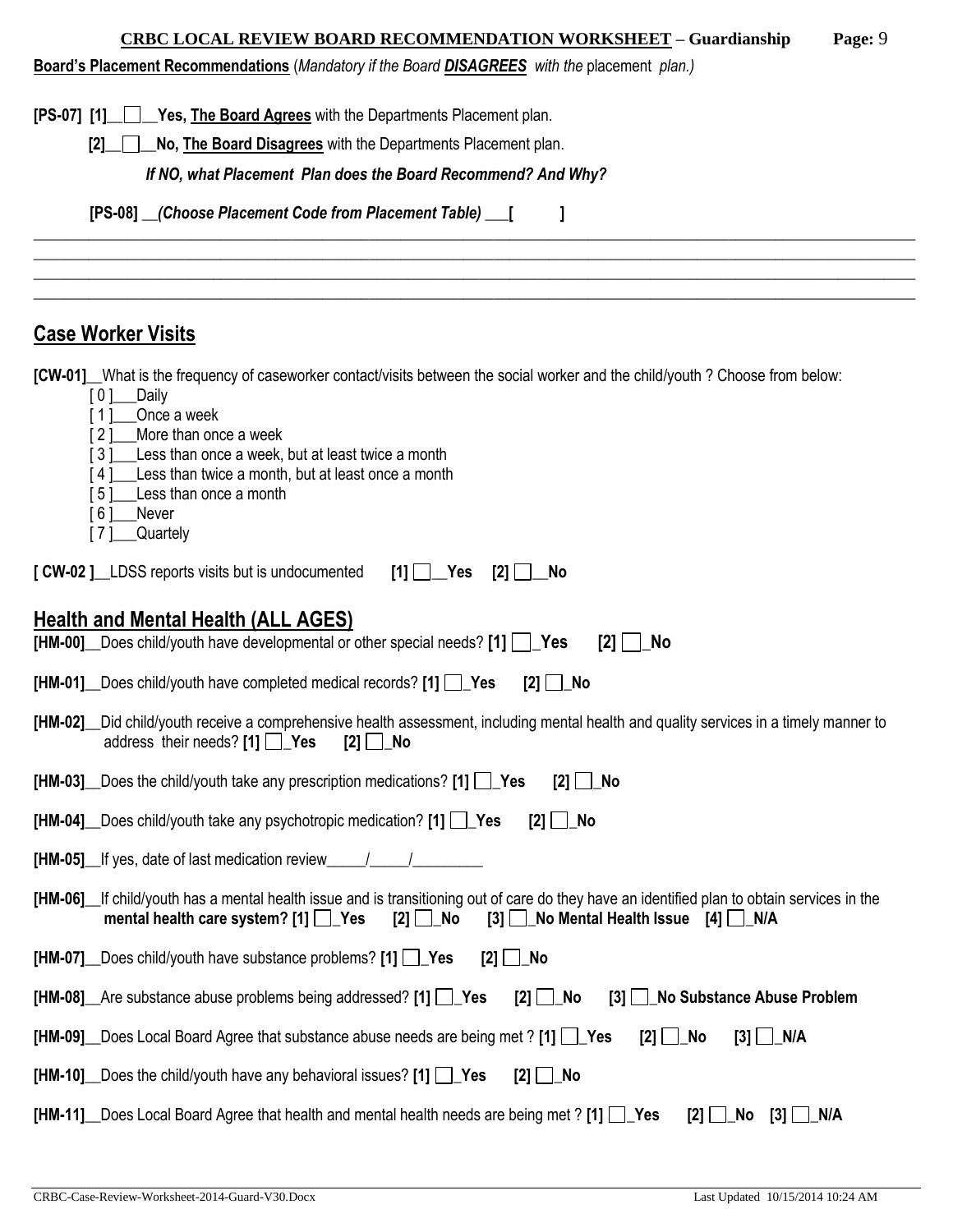**Board's Placement Recommendations** (*Mandatory if the Board **DISAGREES** with the* placement *plan.)*

**[PS-07] [1]__☐__Yes, The Board Agrees** with the Departments Placement plan.

**[2]__☐__No, The Board Disagrees** with the Departments Placement plan.

***If NO, what Placement Plan does the Board Recommend? And Why?***

**[PS-08] __*(Choose Placement Code from Placement Table)* ___[ ]**

________________________________________________________________________________________________________________
________________________________________________________________________________________________________________
________________________________________________________________________________________________________________
________________________________________________________________________________________________________________

## Case Worker Visits

**[CW-01]**__What is the frequency of caseworker contact/visits between the social worker and the child/youth ? Choose from below:

- [ 0 ]___Daily
- [ 1 ]___Once a week
- [ 2 ]___More than once a week
- [ 3 ]___Less than once a week, but at least twice a month
- [ 4 ]___Less than twice a month, but at least once a month
- [ 5 ]___Less than once a month
- [ 6 ]___Never
- [ 7 ]___Quartely

**[ CW-02 ]**__LDSS reports visits but is undocumented **[1] ☐__Yes [2] ☐__No**

## Health and Mental Health (ALL AGES)

**[HM-00]**__Does child/youth have developmental or other special needs? **[1] ☐_Yes [2] ☐_No**

**[HM-01]**__Does child/youth have completed medical records? **[1] ☐_Yes [2] ☐_No**

**[HM-02]**__Did child/youth receive a comprehensive health assessment, including mental health and quality services in a timely manner to address their needs? **[1] ☐_Yes [2] ☐_No**

**[HM-03]**__Does the child/youth take any prescription medications? **[1] ☐_Yes [2] ☐_No**

**[HM-04]**__Does child/youth take any psychotropic medication? **[1] ☐_Yes [2] ☐_No**

**[HM-05]**__If yes, date of last medication review_____/_____/_________

**[HM-06]**__If child/youth has a mental health issue and is transitioning out of care do they have an identified plan to obtain services in the **mental health care system? [1] ☐_Yes [2] ☐_No [3] ☐_No Mental Health Issue [4] ☐_N/A**

**[HM-07]**__Does child/youth have substance problems? **[1] ☐_Yes [2] ☐_No**

**[HM-08]**__Are substance abuse problems being addressed? **[1] ☐_Yes [2] ☐_No [3] ☐_No Substance Abuse Problem**

**[HM-09]**__Does Local Board Agree that substance abuse needs are being met ? **[1] ☐_Yes [2] ☐_No [3] ☐_N/A**

**[HM-10]**__Does the child/youth have any behavioral issues? **[1] ☐_Yes [2] ☐_No**

**[HM-11]**__Does Local Board Agree that health and mental health needs are being met ? **[1] ☐_Yes [2] ☐_No [3] ☐_N/A**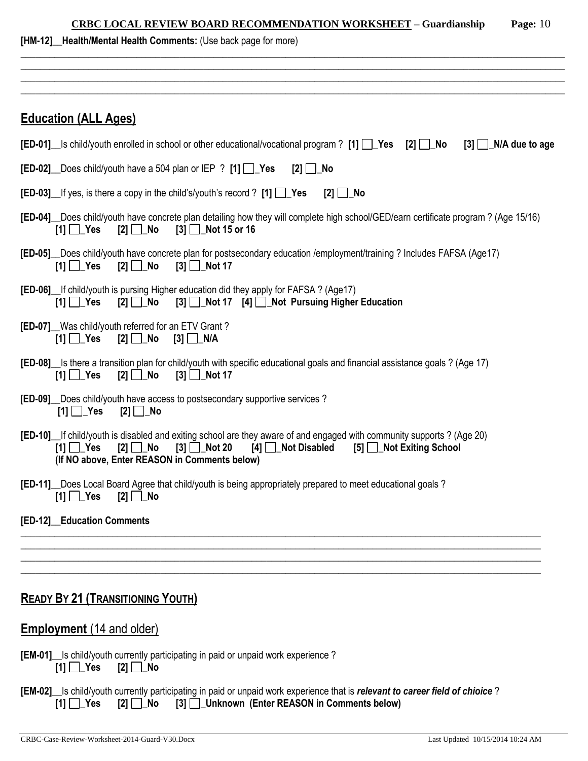**[HM-12]__Health/Mental Health Comments:** (Use back page for more)

______________________________________________________________________________________________________________
______________________________________________________________________________________________________________
______________________________________________________________________________________________________________
______________________________________________________________________________________________________________

## Education (ALL Ages)

**[ED-01]**__Is child/youth enrolled in school or other educational/vocational program ? **[1] ☐_Yes [2] ☐_No [3] ☐_N/A due to age**

**[ED-02]**__Does child/youth have a 504 plan or IEP ? **[1] ☐_Yes [2] ☐_No**

**[ED-03]**__If yes, is there a copy in the child's/youth's record ? **[1] ☐_Yes [2] ☐_No**

**[ED-04]**__Does child/youth have concrete plan detailing how they will complete high school/GED/earn certificate program ? (Age 15/16)
**[1] ☐_Yes [2] ☐_No [3] ☐_Not 15 or 16**

[**ED-05]**__Does child/youth have concrete plan for postsecondary education /employment/training ? Includes FAFSA (Age17)
**[1] ☐_Yes [2] ☐_No [3] ☐_Not 17**

**[ED-06]**__If child/youth is pursing Higher education did they apply for FAFSA ? (Age17)
**[1] ☐_Yes [2] ☐_No [3] ☐_Not 17 [4] ☐_Not Pursuing Higher Education**

[**ED-07]**__Was child/youth referred for an ETV Grant ?
**[1] ☐_Yes [2] ☐_No [3] ☐_N/A**

**[ED-08]**__Is there a transition plan for child/youth with specific educational goals and financial assistance goals ? (Age 17)
**[1] ☐_Yes [2] ☐_No [3] ☐_Not 17**

[**ED-09]**__Does child/youth have access to postsecondary supportive services ?
**[1] ☐_Yes [2] ☐_No**

**[ED-10]**__If child/youth is disabled and exiting school are they aware of and engaged with community supports ? (Age 20)
**[1] ☐_Yes [2] ☐_No [3] ☐_Not 20 [4] ☐_Not Disabled [5] ☐_Not Exiting School**
**(If NO above, Enter REASON in Comments below)**

**[ED-11]**__Does Local Board Agree that child/youth is being appropriately prepared to meet educational goals ?
**[1] ☐_Yes [2] ☐_No**

**[ED-12]__Education Comments**

______________________________________________________________________________________________________________
______________________________________________________________________________________________________________
______________________________________________________________________________________________________________
______________________________________________________________________________________________________________

## READY BY 21 (TRANSITIONING YOUTH)

## Employment (14 and older)

**[EM-01]**__Is child/youth currently participating in paid or unpaid work experience ?
**[1] ☐_Yes [2] ☐_No**

**[EM-02]**__Is child/youth currently participating in paid or unpaid work experience that is ***relevant to career field of chioice*** ?
**[1] ☐_Yes [2] ☐_No [3] ☐_Unknown (Enter REASON in Comments below)**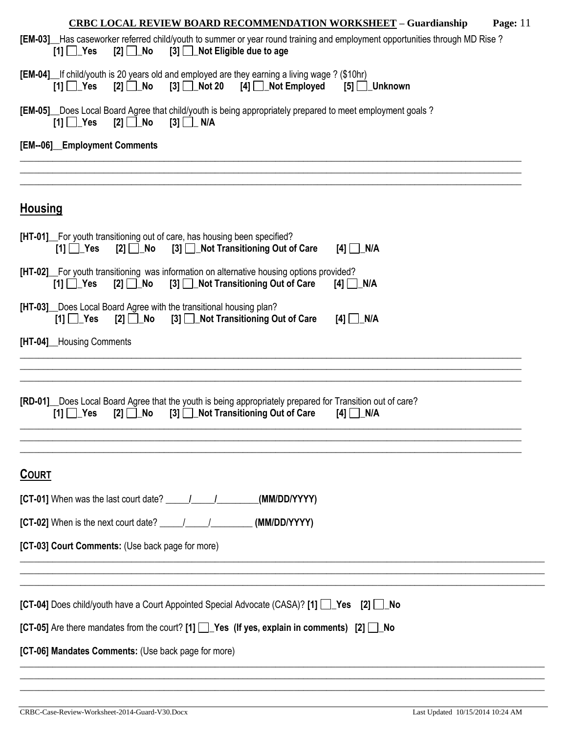**[EM-03]**__Has caseworker referred child/youth to summer or year round training and employment opportunities through MD Rise ?
**[1] ☐_Yes [2] ☐_No [3] ☐_Not Eligible due to age**

**[EM-04]**__If child/youth is 20 years old and employed are they earning a living wage ? ($10hr)
**[1] ☐_Yes [2] ☐_No [3] ☐_Not 20 [4] ☐_Not Employed [5] ☐_Unknown**

**[EM-05]**__Does Local Board Agree that child/youth is being appropriately prepared to meet employment goals ?
**[1] ☐_Yes [2] ☐_No [3] ☐_ N/A**

**[EM--06]__Employment Comments**

______________________________________________________________________________________________
______________________________________________________________________________________________
______________________________________________________________________________________________

## Housing

**[HT-01]**__For youth transitioning out of care, has housing been specified?
**[1] ☐_Yes [2] ☐_No [3] ☐_Not Transitioning Out of Care [4] ☐_N/A**

**[HT-02]**__For youth transitioning was information on alternative housing options provided?
**[1] ☐_Yes [2] ☐_No [3] ☐_Not Transitioning Out of Care [4] ☐_N/A**

**[HT-03]**__Does Local Board Agree with the transitional housing plan?
**[1] ☐_Yes [2] ☐_No [3] ☐_Not Transitioning Out of Care [4] ☐_N/A**

**[HT-04]**__Housing Comments

______________________________________________________________________________________________
______________________________________________________________________________________________
______________________________________________________________________________________________

**[RD-01]**__Does Local Board Agree that the youth is being appropriately prepared for Transition out of care?
**[1] ☐_Yes [2] ☐_No [3] ☐_Not Transitioning Out of Care [4] ☐_N/A**

______________________________________________________________________________________________
______________________________________________________________________________________________
______________________________________________________________________________________________

## Court

**[CT-01]** When was the last court date? _____/_____/_________**(MM/DD/YYYY)**

**[CT-02]** When is the next court date? _____/_____/_________ **(MM/DD/YYYY)**

**[CT-03] Court Comments:** (Use back page for more)

______________________________________________________________________________________________
______________________________________________________________________________________________
______________________________________________________________________________________________

**[CT-04]** Does child/youth have a Court Appointed Special Advocate (CASA)? **[1] ☐_Yes [2] ☐_No**

**[CT-05]** Are there mandates from the court? **[1] ☐_Yes (If yes, explain in comments) [2] ☐_No**

**[CT-06] Mandates Comments:** (Use back page for more)

______________________________________________________________________________________________
______________________________________________________________________________________________
______________________________________________________________________________________________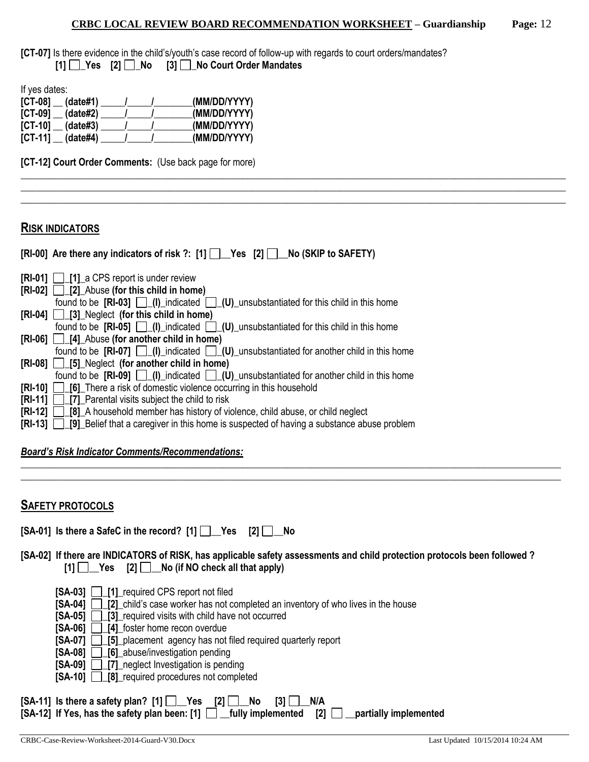**[CT-07]** Is there evidence in the child's/youth's case record of follow-up with regards to court orders/mandates?

**[1] ☐_Yes [2] ☐_No [3] ☐_No Court Order Mandates**

If yes dates:

**[CT-08] __ (date#1)** _____/_____/________**(MM/DD/YYYY)**
**[CT-09] __ (date#2)** _____/_____/________**(MM/DD/YYYY)**
**[CT-10] __ (date#3)** _____/_____/________**(MM/DD/YYYY)**
**[CT-11] __ (date#4)** _____/_____/________**(MM/DD/YYYY)**

**[CT-12] Court Order Comments:** (Use back page for more)

_______________________________________________________________________________________________
_______________________________________________________________________________________________
_______________________________________________________________________________________________

## RISK INDICATORS

**[RI-00] Are there any indicators of risk ?: [1] ☐__Yes [2] ☐__No (SKIP to SAFETY)**

**[RI-01]** ☐_**[1]**_a CPS report is under review
**[RI-02]** ☐_**[2]**_Abuse **(for this child in home)**
found to be **[RI-03]** ☐_**(I)**_indicated ☐_**(U)**_unsubstantiated for this child in this home
**[RI-04]** ☐_**[3]**_Neglect **(for this child in home)**
found to be **[RI-05]** ☐_**(I)**_indicated ☐_**(U)**_unsubstantiated for this child in this home
**[RI-06]** ☐_**[4]**_Abuse **(for another child in home)**
found to be **[RI-07]** ☐_**(I)**_indicated ☐_**(U)**_unsubstantiated for another child in this home
**[RI-08]** ☐_**[5]**_Neglect **(for another child in home)**
found to be **[RI-09]** ☐_**(I)**_indicated ☐_**(U)**_unsubstantiated for another child in this home
**[RI-10]** ☐_**[6]**_There a risk of domestic violence occurring in this household
**[RI-11]** ☐_**[7]**_Parental visits subject the child to risk
**[RI-12]** ☐_**[8]**_A household member has history of violence, child abuse, or child neglect
**[RI-13]** ☐_**[9]**_Belief that a caregiver in this home is suspected of having a substance abuse problem

***Board's Risk Indicator Comments/Recommendations:***

_______________________________________________________________________________________________
_______________________________________________________________________________________________

## SAFETY PROTOCOLS

**[SA-01] Is there a SafeC in the record? [1] ☐__Yes [2] ☐__No**

**[SA-02] If there are INDICATORS of RISK, has applicable safety assessments and child protection protocols been followed ?**
**[1] ☐__Yes [2] ☐__No (if NO check all that apply)**

**[SA-03]** ☐_**[1]**_required CPS report not filed
**[SA-04]** ☐_**[2]**_child's case worker has not completed an inventory of who lives in the house
**[SA-05]** ☐_**[3]**_required visits with child have not occurred
**[SA-06]** ☐_**[4]**_foster home recon overdue
**[SA-07]** ☐_**[5]**_placement agency has not filed required quarterly report
**[SA-08]** ☐_**[6]**_abuse/investigation pending
**[SA-09]** ☐_**[7]**_neglect Investigation is pending
**[SA-10]** ☐_**[8]**_required procedures not completed

**[SA-11] Is there a safety plan? [1] ☐__Yes [2] ☐__No [3] ☐__N/A**
**[SA-12] If Yes, has the safety plan been: [1] ☐ __fully implemented [2] ☐ __partially implemented**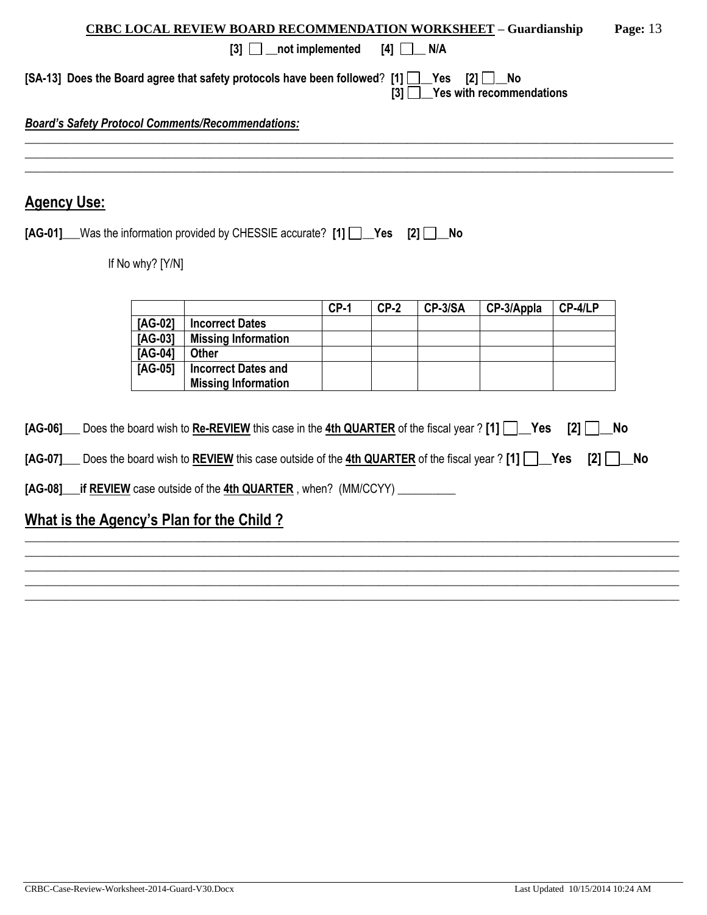[3] ☐ __not implemented [4] ☐__ N/A

**[SA-13] Does the Board agree that safety protocols have been followed? [1] ☐__Yes [2] ☐__No [3] ☐__Yes with recommendations**

***Board's Safety Protocol Comments/Recommendations:***

______________________________________________________________________________________________
______________________________________________________________________________________________
______________________________________________________________________________________________

## Agency Use:

**[AG-01]**___Was the information provided by CHESSIE accurate? **[1] ☐__Yes [2] ☐__No**

If No why? [Y/N]

| | | CP-1 | CP-2 | CP-3/SA | CP-3/Appla | CP-4/LP |
|---|---|---|---|---|---|---|
| [AG-02] | Incorrect Dates | | | | | |
| [AG-03] | Missing Information | | | | | |
| [AG-04] | Other | | | | | |
| [AG-05] | Incorrect Dates and Missing Information | | | | | |

**[AG-06]**___ Does the board wish to **Re-REVIEW** this case in the **4th QUARTER** of the fiscal year ? **[1] ☐__Yes [2] ☐__No**

**[AG-07]**___ Does the board wish to **REVIEW** this case outside of the **4th QUARTER** of the fiscal year ? **[1] ☐__Yes [2] ☐__No**

**[AG-08]___if REVIEW** case outside of the **4th QUARTER** , when? (MM/CCYY) __________

## What is the Agency's Plan for the Child ?

______________________________________________________________________________________________
______________________________________________________________________________________________
______________________________________________________________________________________________
______________________________________________________________________________________________
______________________________________________________________________________________________